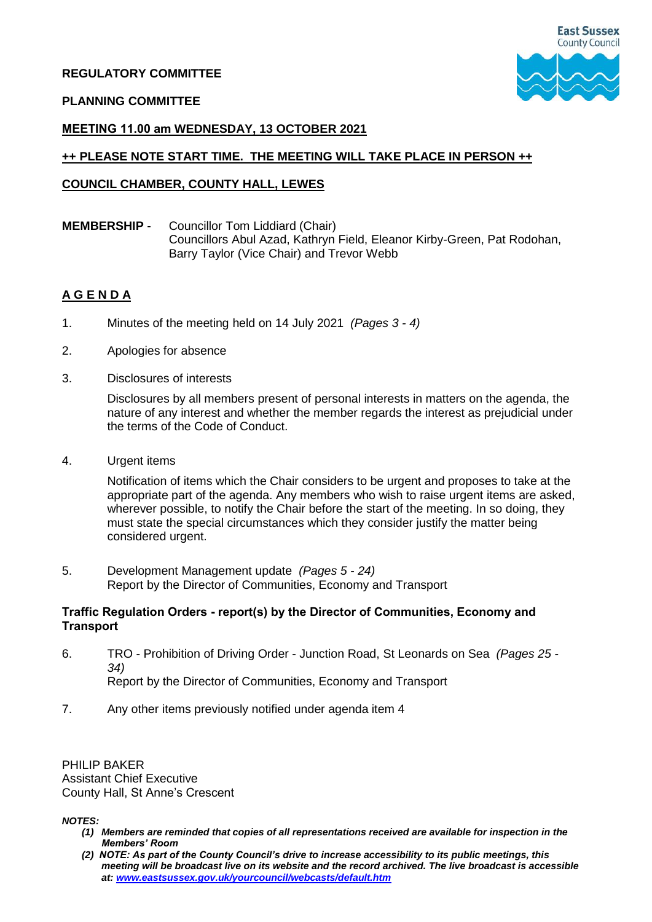East Sussex County Council

**REGULATORY COMMITTEE**

**PLANNING COMMITTEE**

**MEETING 11.00 am WEDNESDAY, 13 OCTOBER 2021**

**++ PLEASE NOTE START TIME. THE MEETING WILL TAKE PLACE IN PERSON ++**

**COUNCIL CHAMBER, COUNTY HALL, LEWES**

**MEMBERSHIP** - Councillor Tom Liddiard (Chair)
Councillors Abul Azad, Kathryn Field, Eleanor Kirby-Green, Pat Rodohan, Barry Taylor (Vice Chair) and Trevor Webb

## A G E N D A

1. Minutes of the meeting held on 14 July 2021 *(Pages 3 - 4)*

2. Apologies for absence

3. Disclosures of interests

   Disclosures by all members present of personal interests in matters on the agenda, the nature of any interest and whether the member regards the interest as prejudicial under the terms of the Code of Conduct.

4. Urgent items

   Notification of items which the Chair considers to be urgent and proposes to take at the appropriate part of the agenda. Any members who wish to raise urgent items are asked, wherever possible, to notify the Chair before the start of the meeting. In so doing, they must state the special circumstances which they consider justify the matter being considered urgent.

5. Development Management update *(Pages 5 - 24)*
   Report by the Director of Communities, Economy and Transport

**Traffic Regulation Orders - report(s) by the Director of Communities, Economy and Transport**

6. TRO - Prohibition of Driving Order - Junction Road, St Leonards on Sea *(Pages 25 - 34)*
   Report by the Director of Communities, Economy and Transport

7. Any other items previously notified under agenda item 4

PHILIP BAKER
Assistant Chief Executive
County Hall, St Anne's Crescent

***NOTES:***

1. ***Members are reminded that copies of all representations received are available for inspection in the Members' Room***
2. ***NOTE: As part of the County Council's drive to increase accessibility to its public meetings, this meeting will be broadcast live on its website and the record archived. The live broadcast is accessible at: www.eastsussex.gov.uk/yourcouncil/webcasts/default.htm***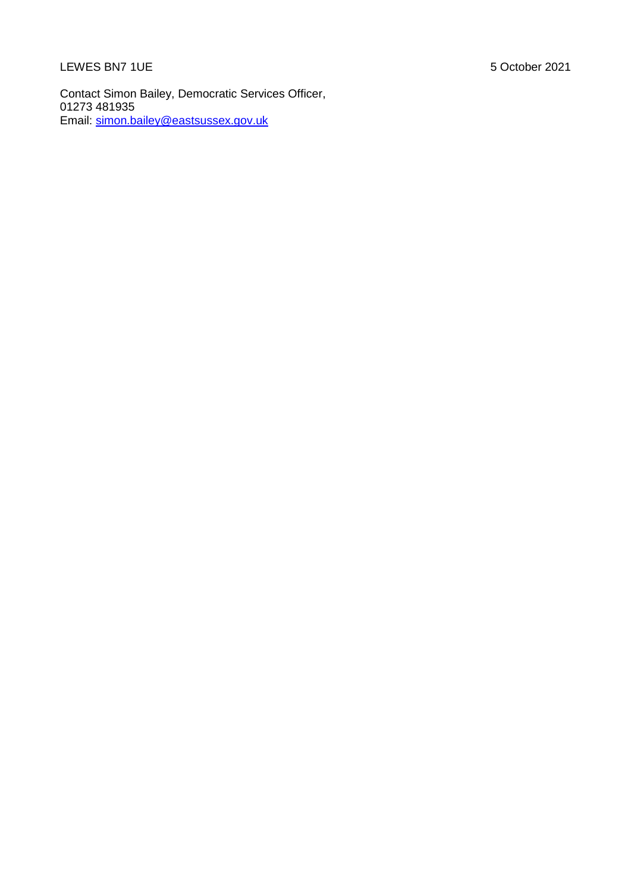LEWES BN7 1UE 5 October 2021

Contact Simon Bailey, Democratic Services Officer,
01273 481935
Email: [simon.bailey@eastsussex.gov.uk](mailto:simon.bailey@eastsussex.gov.uk)